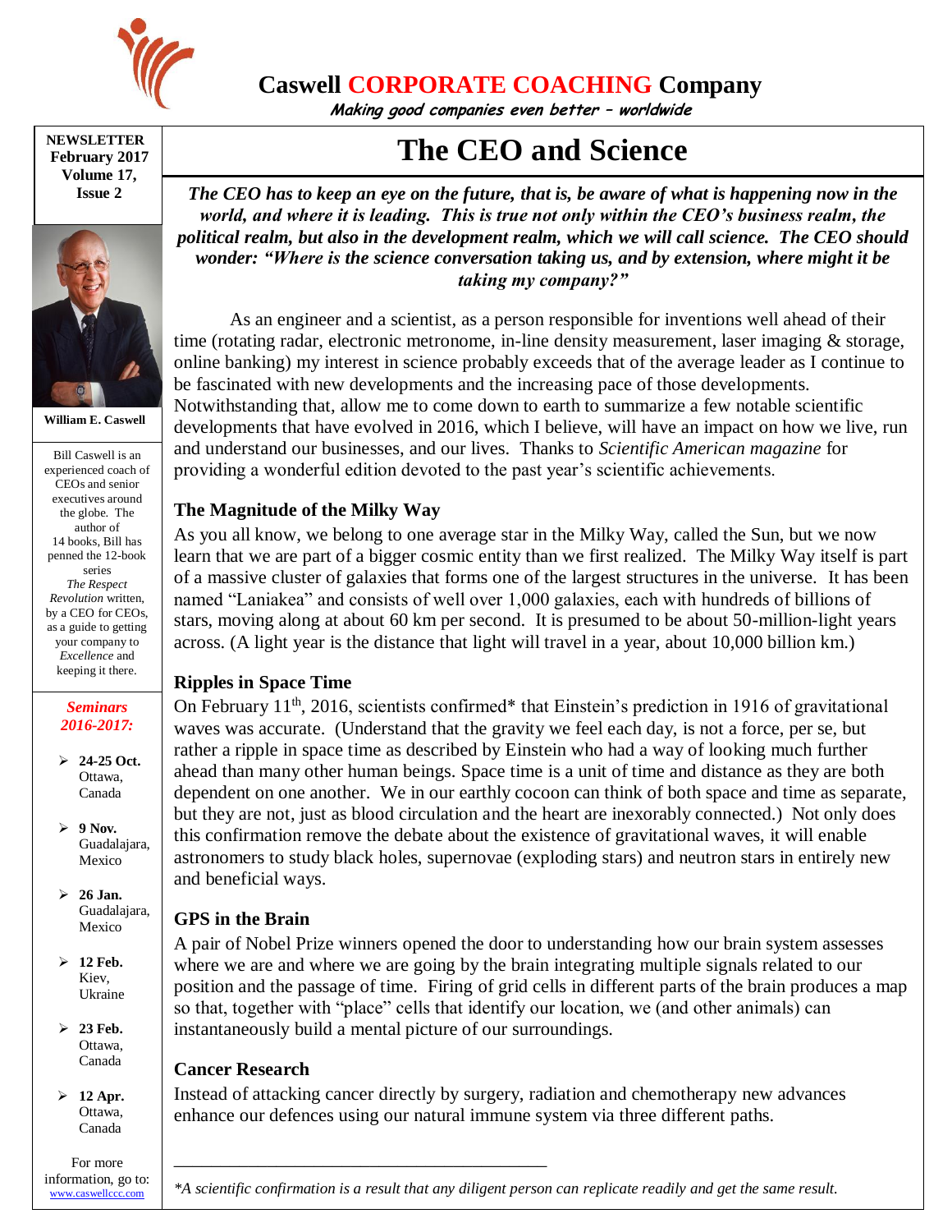# Caswell CORPORATE COACHING Company

*Making good companies even better – worldwide*

**NEWSLETTER**
**February 2017**
**Volume 17, Issue 2**

**William E. Caswell**

Bill Caswell is an experienced coach of CEOs and senior executives around the globe. The author of 14 books, Bill has penned the 12-book series *The Respect Revolution* written, by a CEO for CEOs, as a guide to getting your company to *Excellence* and keeping it there.

***Seminars 2016-2017:***

- **24-25 Oct.** Ottawa, Canada
- **9 Nov.** Guadalajara, Mexico
- **26 Jan.** Guadalajara, Mexico
- **12 Feb.** Kiev, Ukraine
- **23 Feb.** Ottawa, Canada
- **12 Apr.** Ottawa, Canada

For more information, go to: www.caswellccc.com

# The CEO and Science

***The CEO has to keep an eye on the future, that is, be aware of what is happening now in the world, and where it is leading. This is true not only within the CEO's business realm, the political realm, but also in the development realm, which we will call science. The CEO should wonder: "Where is the science conversation taking us, and by extension, where might it be taking my company?"***

As an engineer and a scientist, as a person responsible for inventions well ahead of their time (rotating radar, electronic metronome, in-line density measurement, laser imaging & storage, online banking) my interest in science probably exceeds that of the average leader as I continue to be fascinated with new developments and the increasing pace of those developments. Notwithstanding that, allow me to come down to earth to summarize a few notable scientific developments that have evolved in 2016, which I believe, will have an impact on how we live, run and understand our businesses, and our lives. Thanks to *Scientific American magazine* for providing a wonderful edition devoted to the past year's scientific achievements.

### The Magnitude of the Milky Way

As you all know, we belong to one average star in the Milky Way, called the Sun, but we now learn that we are part of a bigger cosmic entity than we first realized. The Milky Way itself is part of a massive cluster of galaxies that forms one of the largest structures in the universe. It has been named "Laniakea" and consists of well over 1,000 galaxies, each with hundreds of billions of stars, moving along at about 60 km per second. It is presumed to be about 50-million-light years across. (A light year is the distance that light will travel in a year, about 10,000 billion km.)

### Ripples in Space Time

On February 11th, 2016, scientists confirmed* that Einstein's prediction in 1916 of gravitational waves was accurate. (Understand that the gravity we feel each day, is not a force, per se, but rather a ripple in space time as described by Einstein who had a way of looking much further ahead than many other human beings. Space time is a unit of time and distance as they are both dependent on one another. We in our earthly cocoon can think of both space and time as separate, but they are not, just as blood circulation and the heart are inexorably connected.) Not only does this confirmation remove the debate about the existence of gravitational waves, it will enable astronomers to study black holes, supernovae (exploding stars) and neutron stars in entirely new and beneficial ways.

### GPS in the Brain

A pair of Nobel Prize winners opened the door to understanding how our brain system assesses where we are and where we are going by the brain integrating multiple signals related to our position and the passage of time. Firing of grid cells in different parts of the brain produces a map so that, together with "place" cells that identify our location, we (and other animals) can instantaneously build a mental picture of our surroundings.

### Cancer Research

Instead of attacking cancer directly by surgery, radiation and chemotherapy new advances enhance our defences using our natural immune system via three different paths.

---

*\*A scientific confirmation is a result that any diligent person can replicate readily and get the same result.*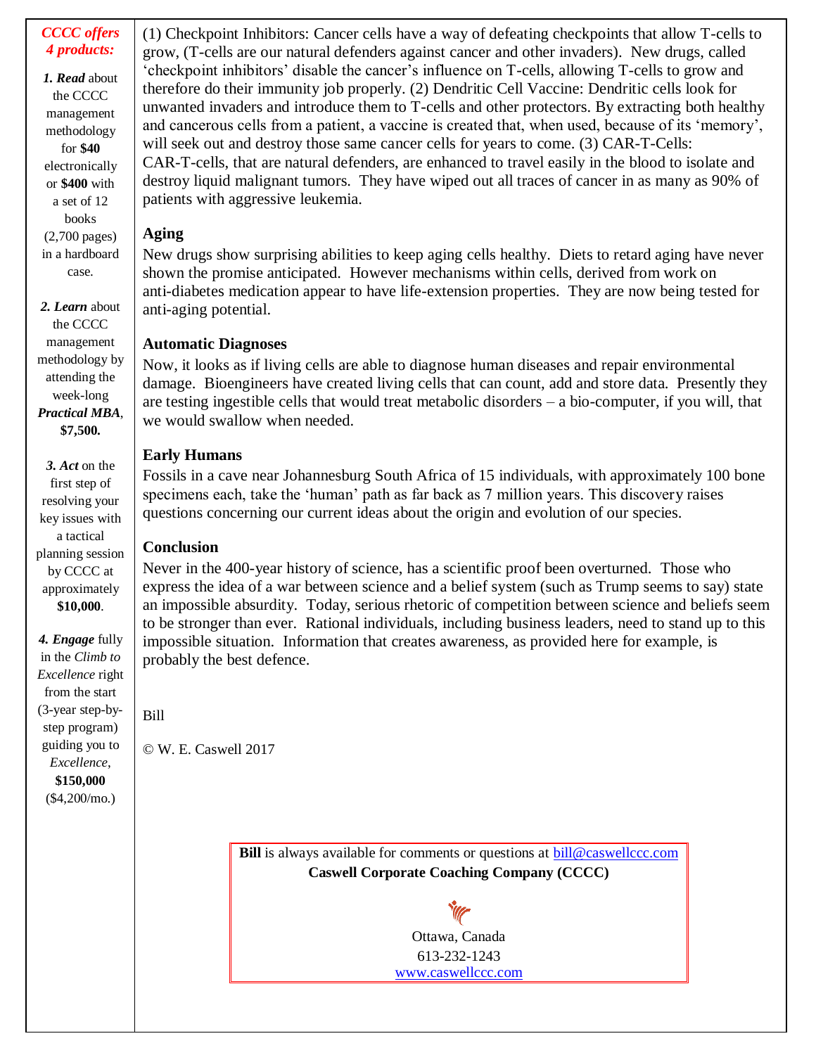**_CCCC offers 4 products:_**

***1. Read*** about the CCCC management methodology for **$40** electronically or **$400** with a set of 12 books (2,700 pages) in a hardboard case.

***2. Learn*** about the CCCC management methodology by attending the week-long ***Practical MBA***, **$7,500.**

***3. Act*** on the first step of resolving your key issues with a tactical planning session by CCCC at approximately **$10,000**.

***4. Engage*** fully in the *Climb to Excellence* right from the start (3-year step-by-step program) guiding you to *Excellence*, **$150,000** ($4,200/mo.)

(1) Checkpoint Inhibitors: Cancer cells have a way of defeating checkpoints that allow T-cells to grow, (T-cells are our natural defenders against cancer and other invaders). New drugs, called 'checkpoint inhibitors' disable the cancer's influence on T-cells, allowing T-cells to grow and therefore do their immunity job properly. (2) Dendritic Cell Vaccine: Dendritic cells look for unwanted invaders and introduce them to T-cells and other protectors. By extracting both healthy and cancerous cells from a patient, a vaccine is created that, when used, because of its 'memory', will seek out and destroy those same cancer cells for years to come. (3) CAR-T-Cells: CAR-T-cells, that are natural defenders, are enhanced to travel easily in the blood to isolate and destroy liquid malignant tumors. They have wiped out all traces of cancer in as many as 90% of patients with aggressive leukemia.

### Aging

New drugs show surprising abilities to keep aging cells healthy. Diets to retard aging have never shown the promise anticipated. However mechanisms within cells, derived from work on anti-diabetes medication appear to have life-extension properties. They are now being tested for anti-aging potential.

### Automatic Diagnoses

Now, it looks as if living cells are able to diagnose human diseases and repair environmental damage. Bioengineers have created living cells that can count, add and store data. Presently they are testing ingestible cells that would treat metabolic disorders – a bio-computer, if you will, that we would swallow when needed.

### Early Humans

Fossils in a cave near Johannesburg South Africa of 15 individuals, with approximately 100 bone specimens each, take the 'human' path as far back as 7 million years. This discovery raises questions concerning our current ideas about the origin and evolution of our species.

### Conclusion

Never in the 400-year history of science, has a scientific proof been overturned. Those who express the idea of a war between science and a belief system (such as Trump seems to say) state an impossible absurdity. Today, serious rhetoric of competition between science and beliefs seem to be stronger than ever. Rational individuals, including business leaders, need to stand up to this impossible situation. Information that creates awareness, as provided here for example, is probably the best defence.

Bill

© W. E. Caswell 2017

**Bill** is always available for comments or questions at bill@caswellccc.com

**Caswell Corporate Coaching Company (CCCC)**

Ottawa, Canada

613-232-1243

www.caswellccc.com